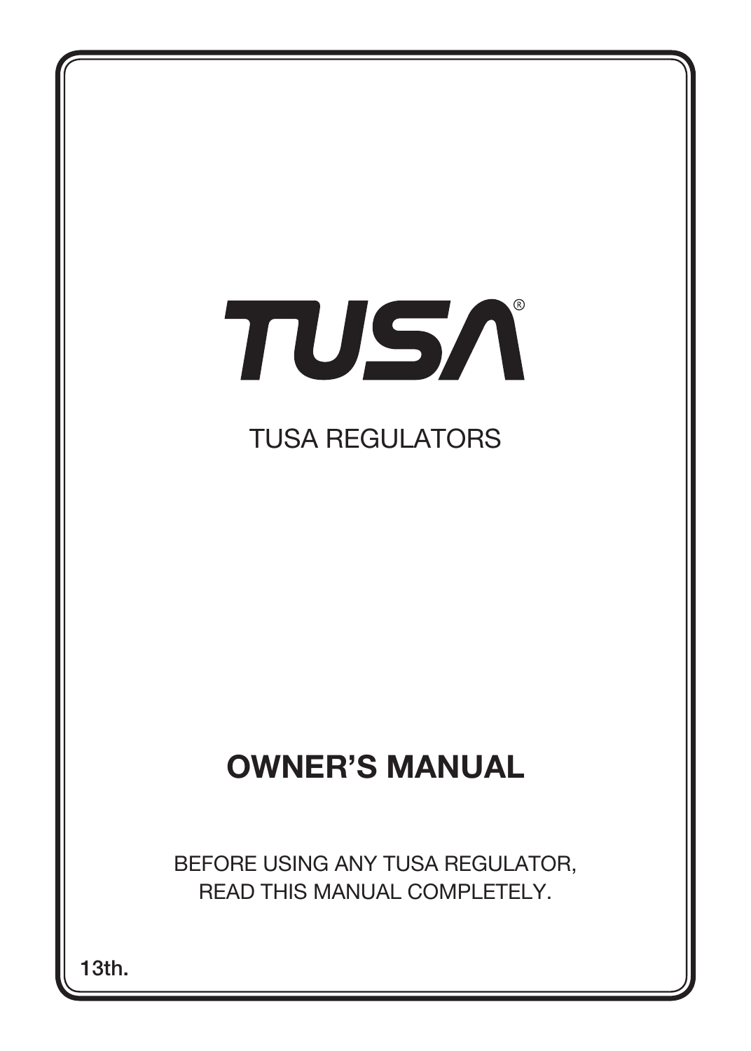# TUSA®

TUSA REGULATORS

## OWNER'S MANUAL

BEFORE USING ANY TUSA REGULATOR,
READ THIS MANUAL COMPLETELY.

**13th.**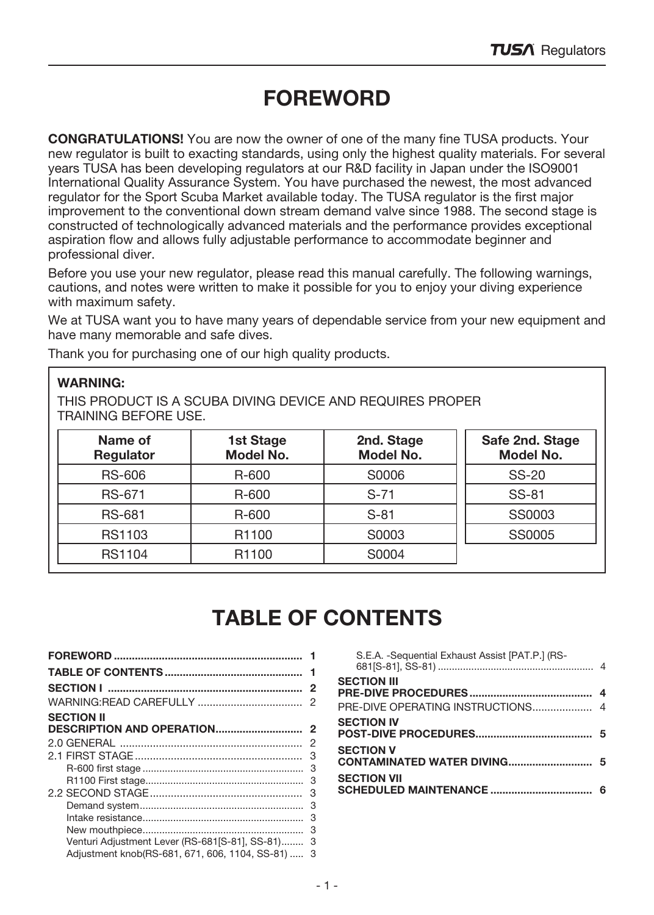# FOREWORD

**CONGRATULATIONS!** You are now the owner of one of the many fine TUSA products. Your new regulator is built to exacting standards, using only the highest quality materials. For several years TUSA has been developing regulators at our R&D facility in Japan under the ISO9001 International Quality Assurance System. You have purchased the newest, the most advanced regulator for the Sport Scuba Market available today. The TUSA regulator is the first major improvement to the conventional down stream demand valve since 1988. The second stage is constructed of technologically advanced materials and the performance provides exceptional aspiration flow and allows fully adjustable performance to accommodate beginner and professional diver.

Before you use your new regulator, please read this manual carefully. The following warnings, cautions, and notes were written to make it possible for you to enjoy your diving experience with maximum safety.

We at TUSA want you to have many years of dependable service from your new equipment and have many memorable and safe dives.

Thank you for purchasing one of our high quality products.

**WARNING:**

THIS PRODUCT IS A SCUBA DIVING DEVICE AND REQUIRES PROPER TRAINING BEFORE USE.

| Name of Regulator | 1st Stage Model No. | 2nd. Stage Model No. |
|---|---|---|
| RS-606 | R-600 | S0006 |
| RS-671 | R-600 | S-71 |
| RS-681 | R-600 | S-81 |
| RS1103 | R1100 | S0003 |
| RS1104 | R1100 | S0004 |

| Safe 2nd. Stage Model No. |
|---|
| SS-20 |
| SS-81 |
| SS0003 |
| SS0005 |

# TABLE OF CONTENTS

**FOREWORD** .............................................................. **1**
**TABLE OF CONTENTS** ............................................. **1**
**SECTION I** ................................................................ **2**
WARNING:READ CAREFULLY .................................. 2
**SECTION II**
**DESCRIPTION AND OPERATION**............................ **2**
2.0 GENERAL ............................................................ 2
2.1 FIRST STAGE........................................................ 3
- R-600 first stage ......................................................... 3
- R1100 First stage........................................................ 3

2.2 SECOND STAGE.................................................. 3
- Demand system.......................................................... 3
- Intake resistance......................................................... 3
- New mouthpiece......................................................... 3
- Venturi Adjustment Lever (RS-681[S-81], SS-81)........ 3
- Adjustment knob(RS-681, 671, 606, 1104, SS-81) ..... 3
- S.E.A. -Sequential Exhaust Assist [PAT.P.] (RS-681[S-81], SS-81) ....................................................... 4

**SECTION III**
**PRE-DIVE PROCEDURES**........................................ **4**
PRE-DIVE OPERATING INSTRUCTIONS.................... 4
**SECTION IV**
**POST-DIVE PROCEDURES**...................................... **5**
**SECTION V**
**CONTAMINATED WATER DIVING**............................ **5**
**SECTION VII**
**SCHEDULED MAINTENANCE** ................................. **6**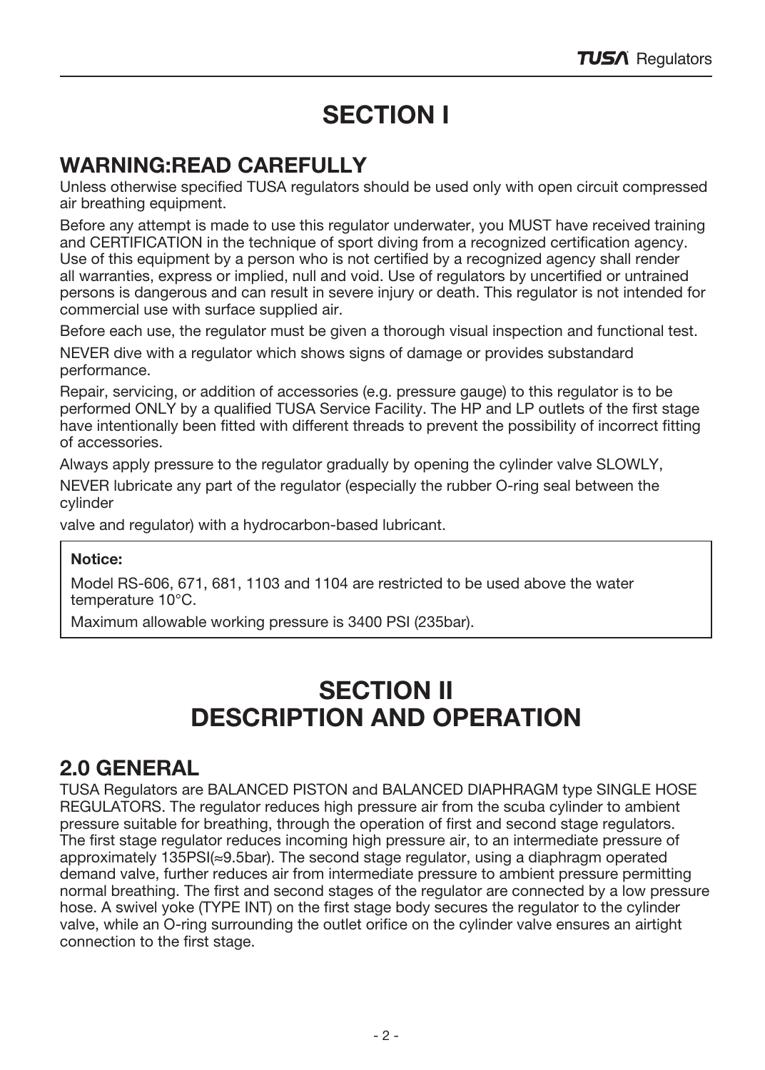# SECTION I

## WARNING:READ CAREFULLY

Unless otherwise specified TUSA regulators should be used only with open circuit compressed air breathing equipment.

Before any attempt is made to use this regulator underwater, you MUST have received training and CERTIFICATION in the technique of sport diving from a recognized certification agency. Use of this equipment by a person who is not certified by a recognized agency shall render all warranties, express or implied, null and void. Use of regulators by uncertified or untrained persons is dangerous and can result in severe injury or death. This regulator is not intended for commercial use with surface supplied air.

Before each use, the regulator must be given a thorough visual inspection and functional test.

NEVER dive with a regulator which shows signs of damage or provides substandard performance.

Repair, servicing, or addition of accessories (e.g. pressure gauge) to this regulator is to be performed ONLY by a qualified TUSA Service Facility. The HP and LP outlets of the first stage have intentionally been fitted with different threads to prevent the possibility of incorrect fitting of accessories.

Always apply pressure to the regulator gradually by opening the cylinder valve SLOWLY,

NEVER lubricate any part of the regulator (especially the rubber O-ring seal between the cylinder

valve and regulator) with a hydrocarbon-based lubricant.

**Notice:**

Model RS-606, 671, 681, 1103 and 1104 are restricted to be used above the water temperature 10°C.

Maximum allowable working pressure is 3400 PSI (235bar).

# SECTION II
# DESCRIPTION AND OPERATION

## 2.0 GENERAL

TUSA Regulators are BALANCED PISTON and BALANCED DIAPHRAGM type SINGLE HOSE REGULATORS. The regulator reduces high pressure air from the scuba cylinder to ambient pressure suitable for breathing, through the operation of first and second stage regulators. The first stage regulator reduces incoming high pressure air, to an intermediate pressure of approximately 135PSI(≈9.5bar). The second stage regulator, using a diaphragm operated demand valve, further reduces air from intermediate pressure to ambient pressure permitting normal breathing. The first and second stages of the regulator are connected by a low pressure hose. A swivel yoke (TYPE INT) on the first stage body secures the regulator to the cylinder valve, while an O-ring surrounding the outlet orifice on the cylinder valve ensures an airtight connection to the first stage.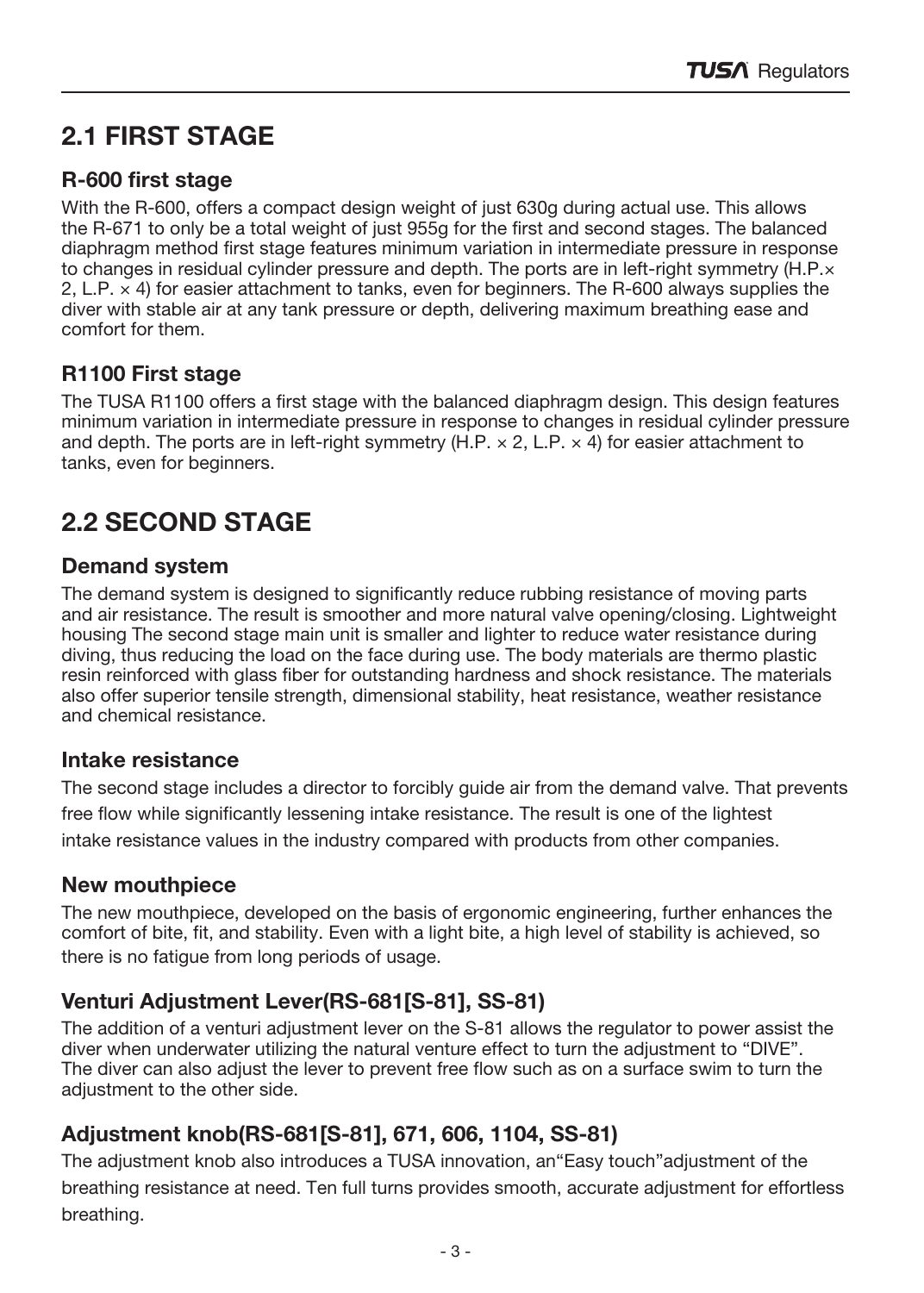## 2.1 FIRST STAGE

### R-600 first stage

With the R-600, offers a compact design weight of just 630g during actual use. This allows the R-671 to only be a total weight of just 955g for the first and second stages. The balanced diaphragm method first stage features minimum variation in intermediate pressure in response to changes in residual cylinder pressure and depth. The ports are in left-right symmetry (H.P.× 2, L.P. × 4) for easier attachment to tanks, even for beginners. The R-600 always supplies the diver with stable air at any tank pressure or depth, delivering maximum breathing ease and comfort for them.

### R1100 First stage

The TUSA R1100 offers a first stage with the balanced diaphragm design. This design features minimum variation in intermediate pressure in response to changes in residual cylinder pressure and depth. The ports are in left-right symmetry (H.P. × 2, L.P. × 4) for easier attachment to tanks, even for beginners.

## 2.2 SECOND STAGE

### Demand system

The demand system is designed to significantly reduce rubbing resistance of moving parts and air resistance. The result is smoother and more natural valve opening/closing. Lightweight housing The second stage main unit is smaller and lighter to reduce water resistance during diving, thus reducing the load on the face during use. The body materials are thermo plastic resin reinforced with glass fiber for outstanding hardness and shock resistance. The materials also offer superior tensile strength, dimensional stability, heat resistance, weather resistance and chemical resistance.

### Intake resistance

The second stage includes a director to forcibly guide air from the demand valve. That prevents free flow while significantly lessening intake resistance. The result is one of the lightest intake resistance values in the industry compared with products from other companies.

### New mouthpiece

The new mouthpiece, developed on the basis of ergonomic engineering, further enhances the comfort of bite, fit, and stability. Even with a light bite, a high level of stability is achieved, so there is no fatigue from long periods of usage.

### Venturi Adjustment Lever(RS-681[S-81], SS-81)

The addition of a venturi adjustment lever on the S-81 allows the regulator to power assist the diver when underwater utilizing the natural venture effect to turn the adjustment to “DIVE”. The diver can also adjust the lever to prevent free flow such as on a surface swim to turn the adjustment to the other side.

### Adjustment knob(RS-681[S-81], 671, 606, 1104, SS-81)

The adjustment knob also introduces a TUSA innovation, an“Easy touch”adjustment of the breathing resistance at need. Ten full turns provides smooth, accurate adjustment for effortless breathing.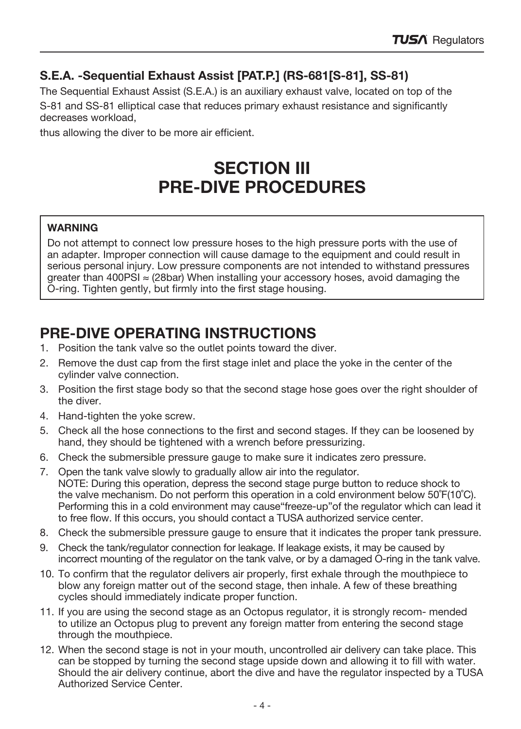### S.E.A. -Sequential Exhaust Assist [PAT.P.] (RS-681[S-81], SS-81)

The Sequential Exhaust Assist (S.E.A.) is an auxiliary exhaust valve, located on top of the S-81 and SS-81 elliptical case that reduces primary exhaust resistance and significantly decreases workload,

thus allowing the diver to be more air efficient.

# SECTION III
# PRE-DIVE PROCEDURES

**WARNING**

Do not attempt to connect low pressure hoses to the high pressure ports with the use of an adapter. Improper connection will cause damage to the equipment and could result in serious personal injury. Low pressure components are not intended to withstand pressures greater than 400PSI ≈ (28bar) When installing your accessory hoses, avoid damaging the O-ring. Tighten gently, but firmly into the first stage housing.

## PRE-DIVE OPERATING INSTRUCTIONS

1. Position the tank valve so the outlet points toward the diver.
2. Remove the dust cap from the first stage inlet and place the yoke in the center of the cylinder valve connection.
3. Position the first stage body so that the second stage hose goes over the right shoulder of the diver.
4. Hand-tighten the yoke screw.
5. Check all the hose connections to the first and second stages. If they can be loosened by hand, they should be tightened with a wrench before pressurizing.
6. Check the submersible pressure gauge to make sure it indicates zero pressure.
7. Open the tank valve slowly to gradually allow air into the regulator.
   NOTE: During this operation, depress the second stage purge button to reduce shock to the valve mechanism. Do not perform this operation in a cold environment below 50˚F(10˚C). Performing this in a cold environment may cause“freeze-up”of the regulator which can lead it to free flow. If this occurs, you should contact a TUSA authorized service center.
8. Check the submersible pressure gauge to ensure that it indicates the proper tank pressure.
9. Check the tank/regulator connection for leakage. If leakage exists, it may be caused by incorrect mounting of the regulator on the tank valve, or by a damaged O-ring in the tank valve.
10. To confirm that the regulator delivers air properly, first exhale through the mouthpiece to blow any foreign matter out of the second stage, then inhale. A few of these breathing cycles should immediately indicate proper function.
11. If you are using the second stage as an Octopus regulator, it is strongly recom- mended to utilize an Octopus plug to prevent any foreign matter from entering the second stage through the mouthpiece.
12. When the second stage is not in your mouth, uncontrolled air delivery can take place. This can be stopped by turning the second stage upside down and allowing it to fill with water. Should the air delivery continue, abort the dive and have the regulator inspected by a TUSA Authorized Service Center.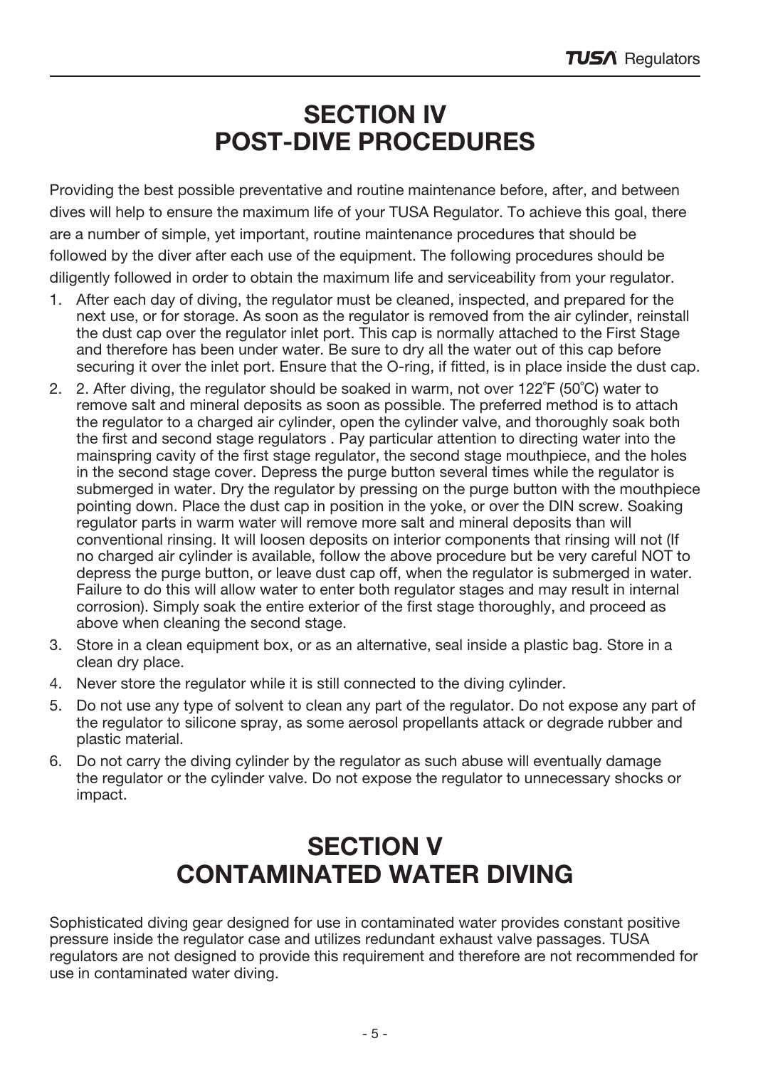# SECTION IV
# POST-DIVE PROCEDURES

Providing the best possible preventative and routine maintenance before, after, and between dives will help to ensure the maximum life of your TUSA Regulator. To achieve this goal, there are a number of simple, yet important, routine maintenance procedures that should be followed by the diver after each use of the equipment. The following procedures should be diligently followed in order to obtain the maximum life and serviceability from your regulator.

1. After each day of diving, the regulator must be cleaned, inspected, and prepared for the next use, or for storage. As soon as the regulator is removed from the air cylinder, reinstall the dust cap over the regulator inlet port. This cap is normally attached to the First Stage and therefore has been under water. Be sure to dry all the water out of this cap before securing it over the inlet port. Ensure that the O-ring, if fitted, is in place inside the dust cap.
2. 2. After diving, the regulator should be soaked in warm, not over 122˚F (50˚C) water to remove salt and mineral deposits as soon as possible. The preferred method is to attach the regulator to a charged air cylinder, open the cylinder valve, and thoroughly soak both the first and second stage regulators . Pay particular attention to directing water into the mainspring cavity of the first stage regulator, the second stage mouthpiece, and the holes in the second stage cover. Depress the purge button several times while the regulator is submerged in water. Dry the regulator by pressing on the purge button with the mouthpiece pointing down. Place the dust cap in position in the yoke, or over the DIN screw. Soaking regulator parts in warm water will remove more salt and mineral deposits than will conventional rinsing. It will loosen deposits on interior components that rinsing will not (If no charged air cylinder is available, follow the above procedure but be very careful NOT to depress the purge button, or leave dust cap off, when the regulator is submerged in water. Failure to do this will allow water to enter both regulator stages and may result in internal corrosion). Simply soak the entire exterior of the first stage thoroughly, and proceed as above when cleaning the second stage.
3. Store in a clean equipment box, or as an alternative, seal inside a plastic bag. Store in a clean dry place.
4. Never store the regulator while it is still connected to the diving cylinder.
5. Do not use any type of solvent to clean any part of the regulator. Do not expose any part of the regulator to silicone spray, as some aerosol propellants attack or degrade rubber and plastic material.
6. Do not carry the diving cylinder by the regulator as such abuse will eventually damage the regulator or the cylinder valve. Do not expose the regulator to unnecessary shocks or impact.

# SECTION V
# CONTAMINATED WATER DIVING

Sophisticated diving gear designed for use in contaminated water provides constant positive pressure inside the regulator case and utilizes redundant exhaust valve passages. TUSA regulators are not designed to provide this requirement and therefore are not recommended for use in contaminated water diving.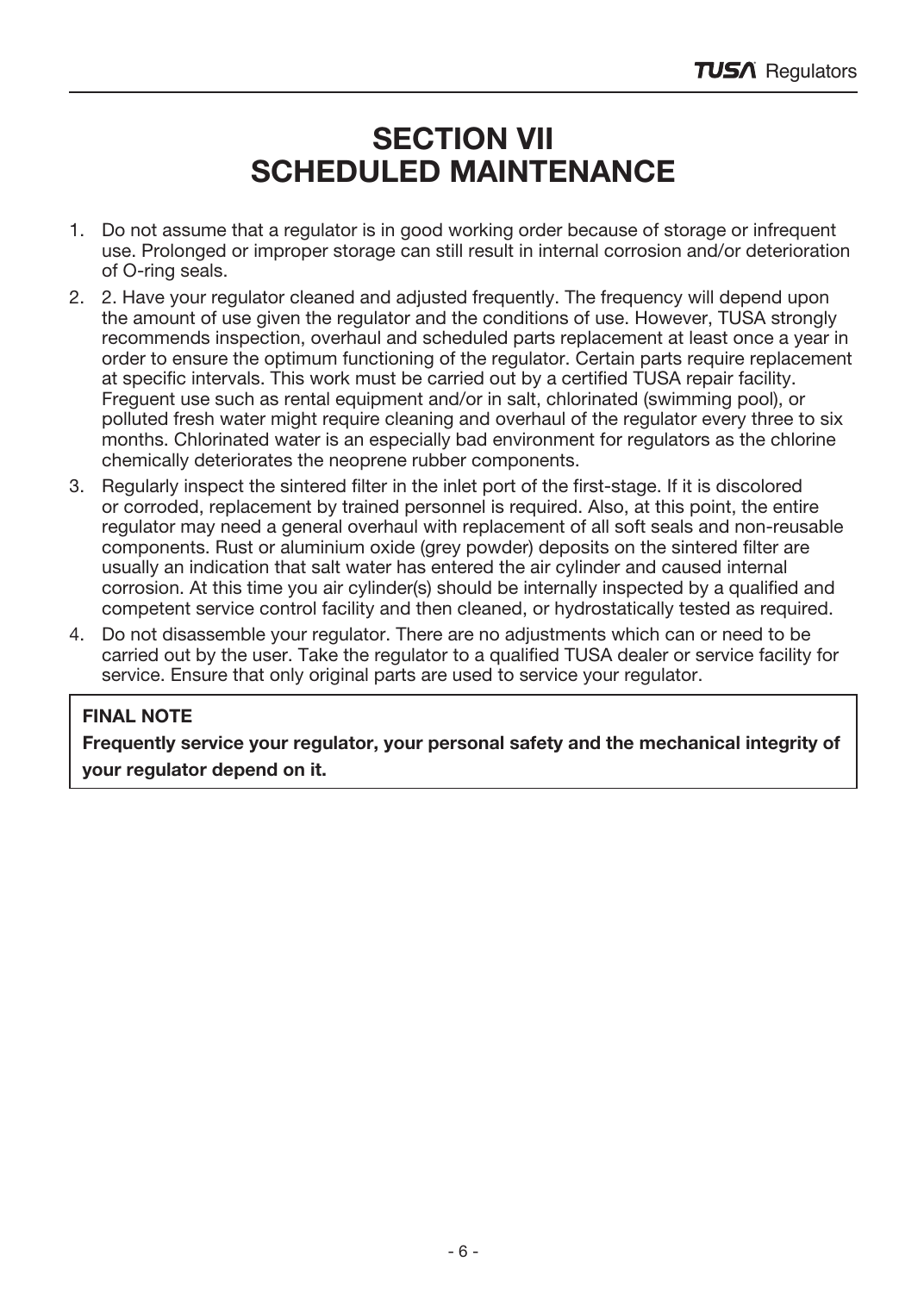# SECTION VII
# SCHEDULED MAINTENANCE

1. Do not assume that a regulator is in good working order because of storage or infrequent use. Prolonged or improper storage can still result in internal corrosion and/or deterioration of O-ring seals.
2. 2. Have your regulator cleaned and adjusted frequently. The frequency will depend upon the amount of use given the regulator and the conditions of use. However, TUSA strongly recommends inspection, overhaul and scheduled parts replacement at least once a year in order to ensure the optimum functioning of the regulator. Certain parts require replacement at specific intervals. This work must be carried out by a certified TUSA repair facility. Freguent use such as rental equipment and/or in salt, chlorinated (swimming pool), or polluted fresh water might require cleaning and overhaul of the regulator every three to six months. Chlorinated water is an especially bad environment for regulators as the chlorine chemically deteriorates the neoprene rubber components.
3. Regularly inspect the sintered filter in the inlet port of the first-stage. If it is discolored or corroded, replacement by trained personnel is required. Also, at this point, the entire regulator may need a general overhaul with replacement of all soft seals and non-reusable components. Rust or aluminium oxide (grey powder) deposits on the sintered filter are usually an indication that salt water has entered the air cylinder and caused internal corrosion. At this time you air cylinder(s) should be internally inspected by a qualified and competent service control facility and then cleaned, or hydrostatically tested as required.
4. Do not disassemble your regulator. There are no adjustments which can or need to be carried out by the user. Take the regulator to a qualified TUSA dealer or service facility for service. Ensure that only original parts are used to service your regulator.

**FINAL NOTE**

**Frequently service your regulator, your personal safety and the mechanical integrity of your regulator depend on it.**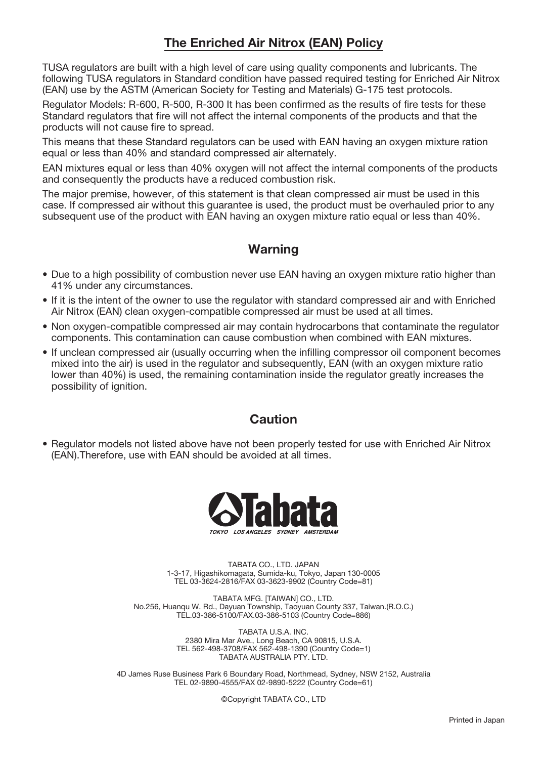## The Enriched Air Nitrox (EAN) Policy

TUSA regulators are built with a high level of care using quality components and lubricants. The following TUSA regulators in Standard condition have passed required testing for Enriched Air Nitrox (EAN) use by the ASTM (American Society for Testing and Materials) G-175 test protocols.

Regulator Models: R-600, R-500, R-300 It has been confirmed as the results of fire tests for these Standard regulators that fire will not affect the internal components of the products and that the products will not cause fire to spread.

This means that these Standard regulators can be used with EAN having an oxygen mixture ration equal or less than 40% and standard compressed air alternately.

EAN mixtures equal or less than 40% oxygen will not affect the internal components of the products and consequently the products have a reduced combustion risk.

The major premise, however, of this statement is that clean compressed air must be used in this case. If compressed air without this guarantee is used, the product must be overhauled prior to any subsequent use of the product with EAN having an oxygen mixture ratio equal or less than 40%.

### Warning

- Due to a high possibility of combustion never use EAN having an oxygen mixture ratio higher than 41% under any circumstances.
- If it is the intent of the owner to use the regulator with standard compressed air and with Enriched Air Nitrox (EAN) clean oxygen-compatible compressed air must be used at all times.
- Non oxygen-compatible compressed air may contain hydrocarbons that contaminate the regulator components. This contamination can cause combustion when combined with EAN mixtures.
- If unclean compressed air (usually occurring when the infilling compressor oil component becomes mixed into the air) is used in the regulator and subsequently, EAN (with an oxygen mixture ratio lower than 40%) is used, the remaining contamination inside the regulator greatly increases the possibility of ignition.

### Caution

- Regulator models not listed above have not been properly tested for use with Enriched Air Nitrox (EAN).Therefore, use with EAN should be avoided at all times.

Tabata

TOKYO LOS ANGELES SYDNEY AMSTERDAM

TABATA CO., LTD. JAPAN
1-3-17, Higashikomagata, Sumida-ku, Tokyo, Japan 130-0005
TEL 03-3624-2816/FAX 03-3623-9902 (Country Code=81)

TABATA MFG. [TAIWAN] CO., LTD.
No.256, Huanqu W. Rd., Dayuan Township, Taoyuan County 337, Taiwan.(R.O.C.)
TEL.03-386-5100/FAX.03-386-5103 (Country Code=886)

TABATA U.S.A. INC.
2380 Mira Mar Ave., Long Beach, CA 90815, U.S.A.
TEL 562-498-3708/FAX 562-498-1390 (Country Code=1)

TABATA AUSTRALIA PTY. LTD.
4D James Ruse Business Park 6 Boundary Road, Northmead, Sydney, NSW 2152, Australia
TEL 02-9890-4555/FAX 02-9890-5222 (Country Code=61)

©Copyright TABATA CO., LTD

Printed in Japan